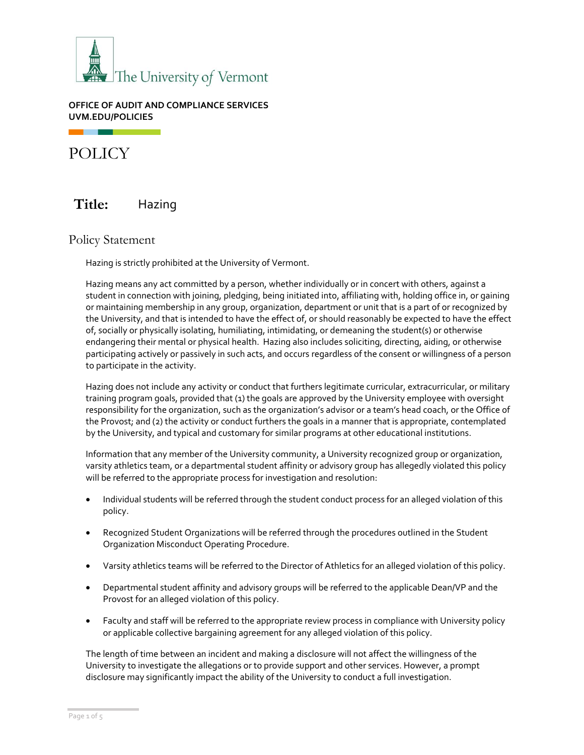The University of Vermont

**OFFICE OF AUDIT AND COMPLIANCE SERVICES**
**UVM.EDU/POLICIES**

# POLICY

**Title:** Hazing

## Policy Statement

Hazing is strictly prohibited at the University of Vermont.

Hazing means any act committed by a person, whether individually or in concert with others, against a student in connection with joining, pledging, being initiated into, affiliating with, holding office in, or gaining or maintaining membership in any group, organization, department or unit that is a part of or recognized by the University, and that is intended to have the effect of, or should reasonably be expected to have the effect of, socially or physically isolating, humiliating, intimidating, or demeaning the student(s) or otherwise endangering their mental or physical health. Hazing also includes soliciting, directing, aiding, or otherwise participating actively or passively in such acts, and occurs regardless of the consent or willingness of a person to participate in the activity.

Hazing does not include any activity or conduct that furthers legitimate curricular, extracurricular, or military training program goals, provided that (1) the goals are approved by the University employee with oversight responsibility for the organization, such as the organization's advisor or a team's head coach, or the Office of the Provost; and (2) the activity or conduct furthers the goals in a manner that is appropriate, contemplated by the University, and typical and customary for similar programs at other educational institutions.

Information that any member of the University community, a University recognized group or organization, varsity athletics team, or a departmental student affinity or advisory group has allegedly violated this policy will be referred to the appropriate process for investigation and resolution:

- Individual students will be referred through the student conduct process for an alleged violation of this policy.
- Recognized Student Organizations will be referred through the procedures outlined in the Student Organization Misconduct Operating Procedure.
- Varsity athletics teams will be referred to the Director of Athletics for an alleged violation of this policy.
- Departmental student affinity and advisory groups will be referred to the applicable Dean/VP and the Provost for an alleged violation of this policy.
- Faculty and staff will be referred to the appropriate review process in compliance with University policy or applicable collective bargaining agreement for any alleged violation of this policy.

The length of time between an incident and making a disclosure will not affect the willingness of the University to investigate the allegations or to provide support and other services. However, a prompt disclosure may significantly impact the ability of the University to conduct a full investigation.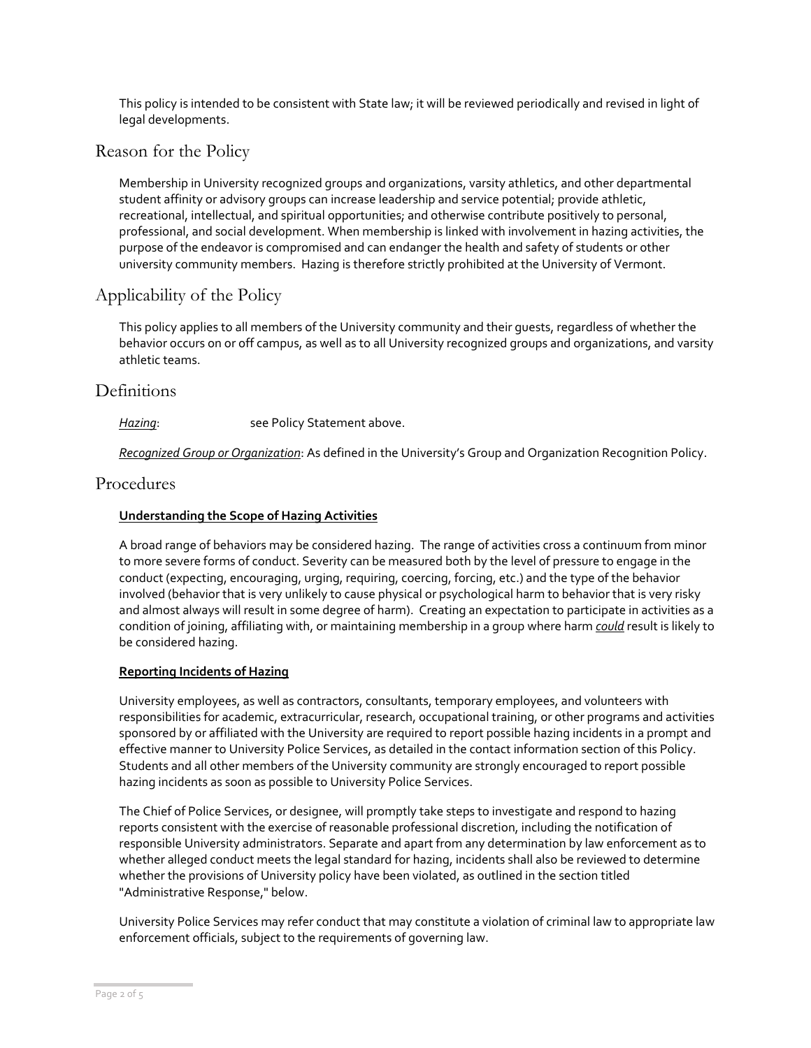This policy is intended to be consistent with State law; it will be reviewed periodically and revised in light of legal developments.

## Reason for the Policy

Membership in University recognized groups and organizations, varsity athletics, and other departmental student affinity or advisory groups can increase leadership and service potential; provide athletic, recreational, intellectual, and spiritual opportunities; and otherwise contribute positively to personal, professional, and social development. When membership is linked with involvement in hazing activities, the purpose of the endeavor is compromised and can endanger the health and safety of students or other university community members. Hazing is therefore strictly prohibited at the University of Vermont.

## Applicability of the Policy

This policy applies to all members of the University community and their guests, regardless of whether the behavior occurs on or off campus, as well as to all University recognized groups and organizations, and varsity athletic teams.

## Definitions

*Hazing*: see Policy Statement above.

*Recognized Group or Organization*: As defined in the University's Group and Organization Recognition Policy.

## Procedures

**Understanding the Scope of Hazing Activities**

A broad range of behaviors may be considered hazing. The range of activities cross a continuum from minor to more severe forms of conduct. Severity can be measured both by the level of pressure to engage in the conduct (expecting, encouraging, urging, requiring, coercing, forcing, etc.) and the type of the behavior involved (behavior that is very unlikely to cause physical or psychological harm to behavior that is very risky and almost always will result in some degree of harm). Creating an expectation to participate in activities as a condition of joining, affiliating with, or maintaining membership in a group where harm *could* result is likely to be considered hazing.

**Reporting Incidents of Hazing**

University employees, as well as contractors, consultants, temporary employees, and volunteers with responsibilities for academic, extracurricular, research, occupational training, or other programs and activities sponsored by or affiliated with the University are required to report possible hazing incidents in a prompt and effective manner to University Police Services, as detailed in the contact information section of this Policy. Students and all other members of the University community are strongly encouraged to report possible hazing incidents as soon as possible to University Police Services.

The Chief of Police Services, or designee, will promptly take steps to investigate and respond to hazing reports consistent with the exercise of reasonable professional discretion, including the notification of responsible University administrators. Separate and apart from any determination by law enforcement as to whether alleged conduct meets the legal standard for hazing, incidents shall also be reviewed to determine whether the provisions of University policy have been violated, as outlined in the section titled "Administrative Response," below.

University Police Services may refer conduct that may constitute a violation of criminal law to appropriate law enforcement officials, subject to the requirements of governing law.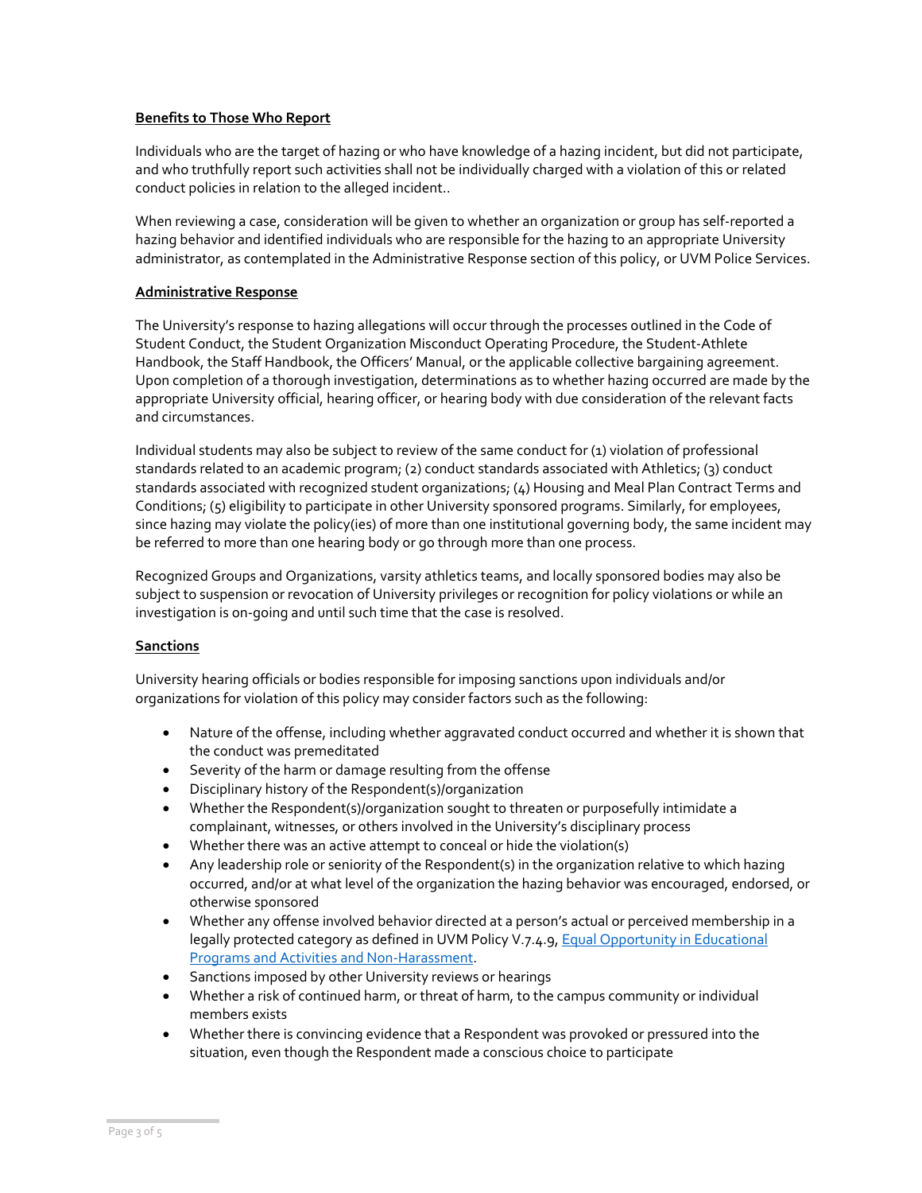**Benefits to Those Who Report**

Individuals who are the target of hazing or who have knowledge of a hazing incident, but did not participate, and who truthfully report such activities shall not be individually charged with a violation of this or related conduct policies in relation to the alleged incident..

When reviewing a case, consideration will be given to whether an organization or group has self-reported a hazing behavior and identified individuals who are responsible for the hazing to an appropriate University administrator, as contemplated in the Administrative Response section of this policy, or UVM Police Services.

**Administrative Response**

The University's response to hazing allegations will occur through the processes outlined in the Code of Student Conduct, the Student Organization Misconduct Operating Procedure, the Student-Athlete Handbook, the Staff Handbook, the Officers' Manual, or the applicable collective bargaining agreement. Upon completion of a thorough investigation, determinations as to whether hazing occurred are made by the appropriate University official, hearing officer, or hearing body with due consideration of the relevant facts and circumstances.

Individual students may also be subject to review of the same conduct for (1) violation of professional standards related to an academic program; (2) conduct standards associated with Athletics; (3) conduct standards associated with recognized student organizations; (4) Housing and Meal Plan Contract Terms and Conditions; (5) eligibility to participate in other University sponsored programs. Similarly, for employees, since hazing may violate the policy(ies) of more than one institutional governing body, the same incident may be referred to more than one hearing body or go through more than one process.

Recognized Groups and Organizations, varsity athletics teams, and locally sponsored bodies may also be subject to suspension or revocation of University privileges or recognition for policy violations or while an investigation is on-going and until such time that the case is resolved.

**Sanctions**

University hearing officials or bodies responsible for imposing sanctions upon individuals and/or organizations for violation of this policy may consider factors such as the following:

- Nature of the offense, including whether aggravated conduct occurred and whether it is shown that the conduct was premeditated
- Severity of the harm or damage resulting from the offense
- Disciplinary history of the Respondent(s)/organization
- Whether the Respondent(s)/organization sought to threaten or purposefully intimidate a complainant, witnesses, or others involved in the University's disciplinary process
- Whether there was an active attempt to conceal or hide the violation(s)
- Any leadership role or seniority of the Respondent(s) in the organization relative to which hazing occurred, and/or at what level of the organization the hazing behavior was encouraged, endorsed, or otherwise sponsored
- Whether any offense involved behavior directed at a person's actual or perceived membership in a legally protected category as defined in UVM Policy V.7.4.9, [Equal Opportunity in Educational Programs and Activities and Non-Harassment](#).
- Sanctions imposed by other University reviews or hearings
- Whether a risk of continued harm, or threat of harm, to the campus community or individual members exists
- Whether there is convincing evidence that a Respondent was provoked or pressured into the situation, even though the Respondent made a conscious choice to participate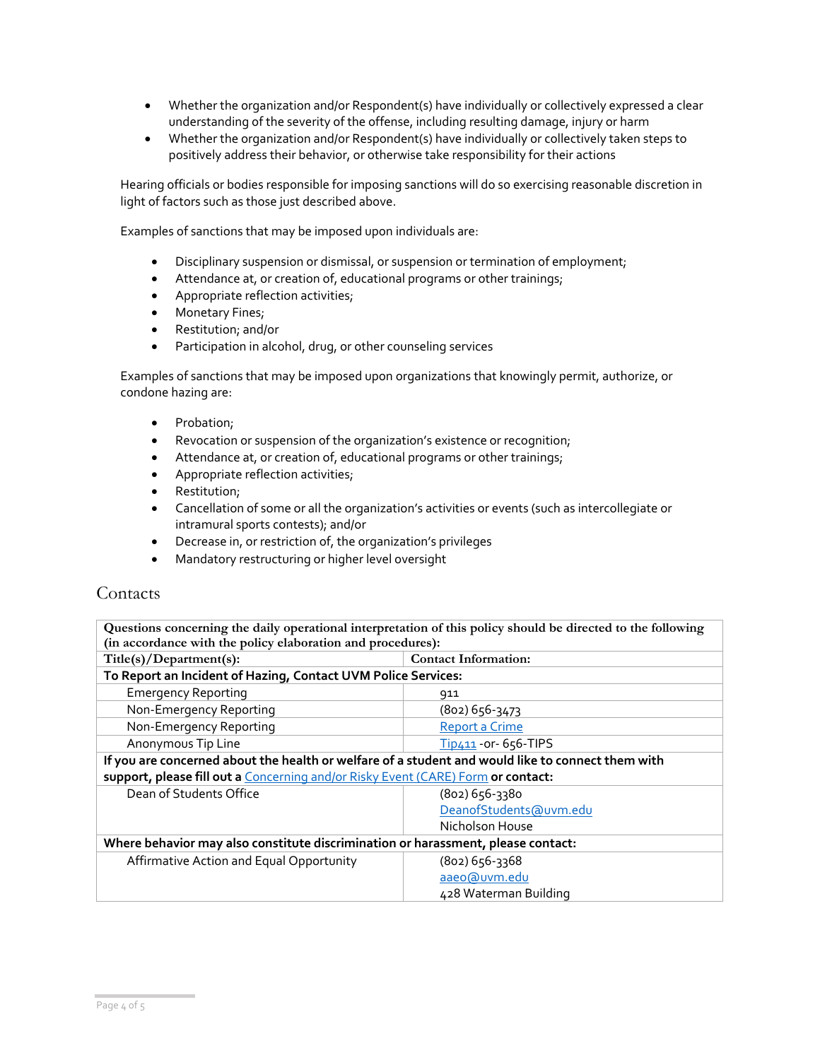- Whether the organization and/or Respondent(s) have individually or collectively expressed a clear understanding of the severity of the offense, including resulting damage, injury or harm
- Whether the organization and/or Respondent(s) have individually or collectively taken steps to positively address their behavior, or otherwise take responsibility for their actions

Hearing officials or bodies responsible for imposing sanctions will do so exercising reasonable discretion in light of factors such as those just described above.

Examples of sanctions that may be imposed upon individuals are:

- Disciplinary suspension or dismissal, or suspension or termination of employment;
- Attendance at, or creation of, educational programs or other trainings;
- Appropriate reflection activities;
- Monetary Fines;
- Restitution; and/or
- Participation in alcohol, drug, or other counseling services

Examples of sanctions that may be imposed upon organizations that knowingly permit, authorize, or condone hazing are:

- Probation;
- Revocation or suspension of the organization's existence or recognition;
- Attendance at, or creation of, educational programs or other trainings;
- Appropriate reflection activities;
- Restitution;
- Cancellation of some or all the organization's activities or events (such as intercollegiate or intramural sports contests); and/or
- Decrease in, or restriction of, the organization's privileges
- Mandatory restructuring or higher level oversight

## Contacts

| **Questions concerning the daily operational interpretation of this policy should be directed to the following (in accordance with the policy elaboration and procedures):** | |
|---|---|
| **Title(s)/Department(s):** | **Contact Information:** |
| **To Report an Incident of Hazing, Contact UVM Police Services:** | |
| Emergency Reporting | 911 |
| Non-Emergency Reporting | (802) 656-3473 |
| Non-Emergency Reporting | Report a Crime |
| Anonymous Tip Line | Tip411 -or- 656-TIPS |
| **If you are concerned about the health or welfare of a student and would like to connect them with support, please fill out a** Concerning and/or Risky Event (CARE) Form **or contact:** | |
| Dean of Students Office | (802) 656-3380<br>DeanofStudents@uvm.edu<br>Nicholson House |
| **Where behavior may also constitute discrimination or harassment, please contact:** | |
| Affirmative Action and Equal Opportunity | (802) 656-3368<br>aaeo@uvm.edu<br>428 Waterman Building |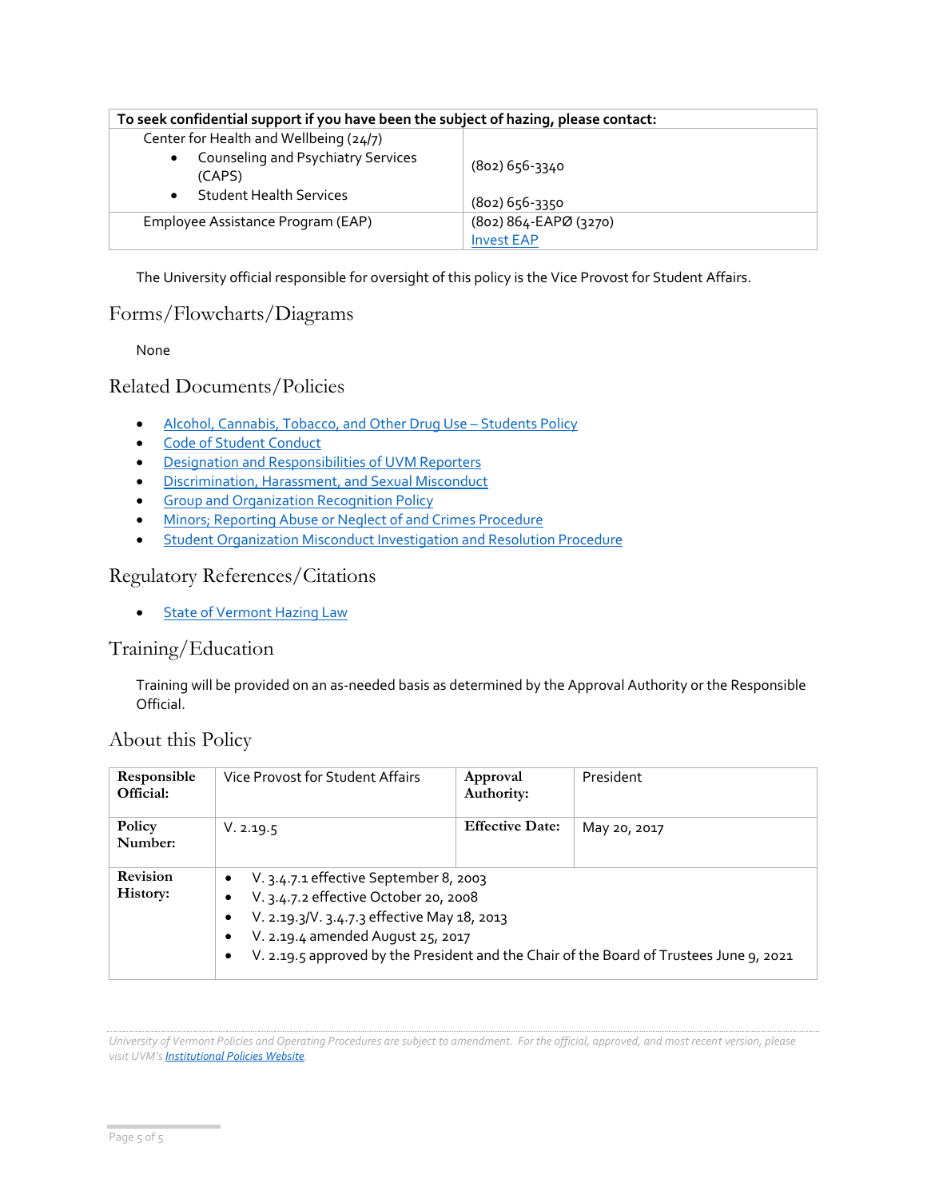| To seek confidential support if you have been the subject of hazing, please contact: | |
|---|---|
| Center for Health and Wellbeing (24/7)<br>• Counseling and Psychiatry Services (CAPS)<br>• Student Health Services | (802) 656-3340<br><br>(802) 656-3350 |
| Employee Assistance Program (EAP) | (802) 864-EAPØ (3270)<br>Invest EAP |

The University official responsible for oversight of this policy is the Vice Provost for Student Affairs.

## Forms/Flowcharts/Diagrams

None

## Related Documents/Policies

- Alcohol, Cannabis, Tobacco, and Other Drug Use – Students Policy
- Code of Student Conduct
- Designation and Responsibilities of UVM Reporters
- Discrimination, Harassment, and Sexual Misconduct
- Group and Organization Recognition Policy
- Minors; Reporting Abuse or Neglect of and Crimes Procedure
- Student Organization Misconduct Investigation and Resolution Procedure

## Regulatory References/Citations

- State of Vermont Hazing Law

## Training/Education

Training will be provided on an as-needed basis as determined by the Approval Authority or the Responsible Official.

## About this Policy

| | | | |
|---|---|---|---|
| **Responsible Official:** | Vice Provost for Student Affairs | **Approval Authority:** | President |
| **Policy Number:** | V. 2.19.5 | **Effective Date:** | May 20, 2017 |
| **Revision History:** | • V. 3.4.7.1 effective September 8, 2003<br>• V. 3.4.7.2 effective October 20, 2008<br>• V. 2.19.3/V. 3.4.7.3 effective May 18, 2013<br>• V. 2.19.4 amended August 25, 2017<br>• V. 2.19.5 approved by the President and the Chair of the Board of Trustees June 9, 2021 | | |

*University of Vermont Policies and Operating Procedures are subject to amendment. For the official, approved, and most recent version, please visit UVM's Institutional Policies Website.*